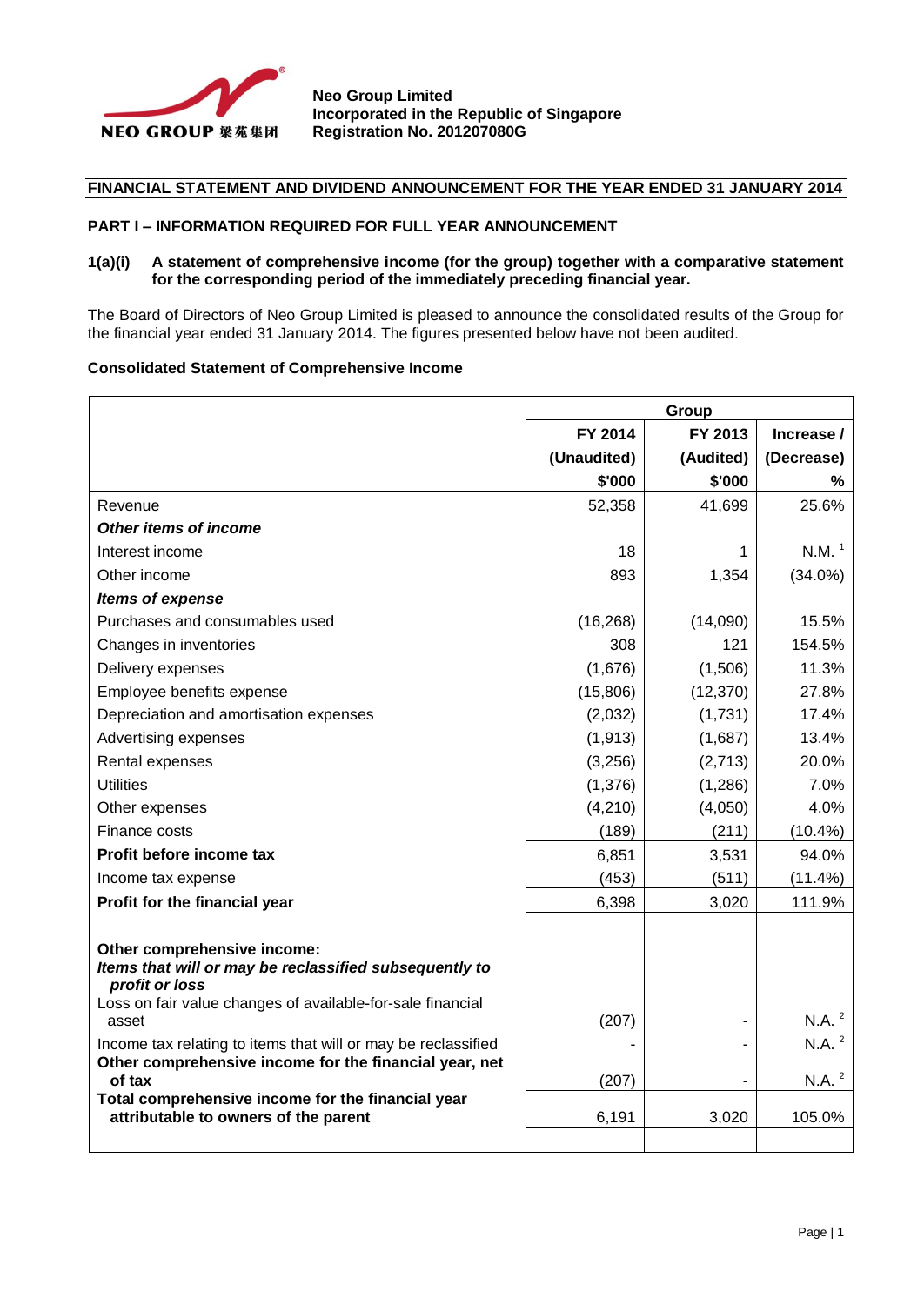**Neo Group Limited**
**Incorporated in the Republic of Singapore**
**Registration No. 201207080G**

## FINANCIAL STATEMENT AND DIVIDEND ANNOUNCEMENT FOR THE YEAR ENDED 31 JANUARY 2014

### PART I – INFORMATION REQUIRED FOR FULL YEAR ANNOUNCEMENT

**1(a)(i) A statement of comprehensive income (for the group) together with a comparative statement for the corresponding period of the immediately preceding financial year.**

The Board of Directors of Neo Group Limited is pleased to announce the consolidated results of the Group for the financial year ended 31 January 2014. The figures presented below have not been audited.

**Consolidated Statement of Comprehensive Income**

| | Group | | |
|---|---|---|---|
| | **FY 2014** | **FY 2013** | **Increase /** |
| | **(Unaudited)** | **(Audited)** | **(Decrease)** |
| | **$'000** | **$'000** | **%** |
| Revenue | 52,358 | 41,699 | 25.6% |
| ***Other items of income*** | | | |
| Interest income | 18 | 1 | N.M. [1] |
| Other income | 893 | 1,354 | (34.0%) |
| ***Items of expense*** | | | |
| Purchases and consumables used | (16,268) | (14,090) | 15.5% |
| Changes in inventories | 308 | 121 | 154.5% |
| Delivery expenses | (1,676) | (1,506) | 11.3% |
| Employee benefits expense | (15,806) | (12,370) | 27.8% |
| Depreciation and amortisation expenses | (2,032) | (1,731) | 17.4% |
| Advertising expenses | (1,913) | (1,687) | 13.4% |
| Rental expenses | (3,256) | (2,713) | 20.0% |
| Utilities | (1,376) | (1,286) | 7.0% |
| Other expenses | (4,210) | (4,050) | 4.0% |
| Finance costs | (189) | (211) | (10.4%) |
| **Profit before income tax** | 6,851 | 3,531 | 94.0% |
| Income tax expense | (453) | (511) | (11.4%) |
| **Profit for the financial year** | 6,398 | 3,020 | 111.9% |
| | | | |
| **Other comprehensive income:** | | | |
| ***Items that will or may be reclassified subsequently to profit or loss*** | | | |
| Loss on fair value changes of available-for-sale financial asset | (207) | - | N.A. [2] |
| Income tax relating to items that will or may be reclassified | - | - | N.A. [2] |
| **Other comprehensive income for the financial year, net of tax** | (207) | - | N.A. [2] |
| **Total comprehensive income for the financial year attributable to owners of the parent** | 6,191 | 3,020 | 105.0% |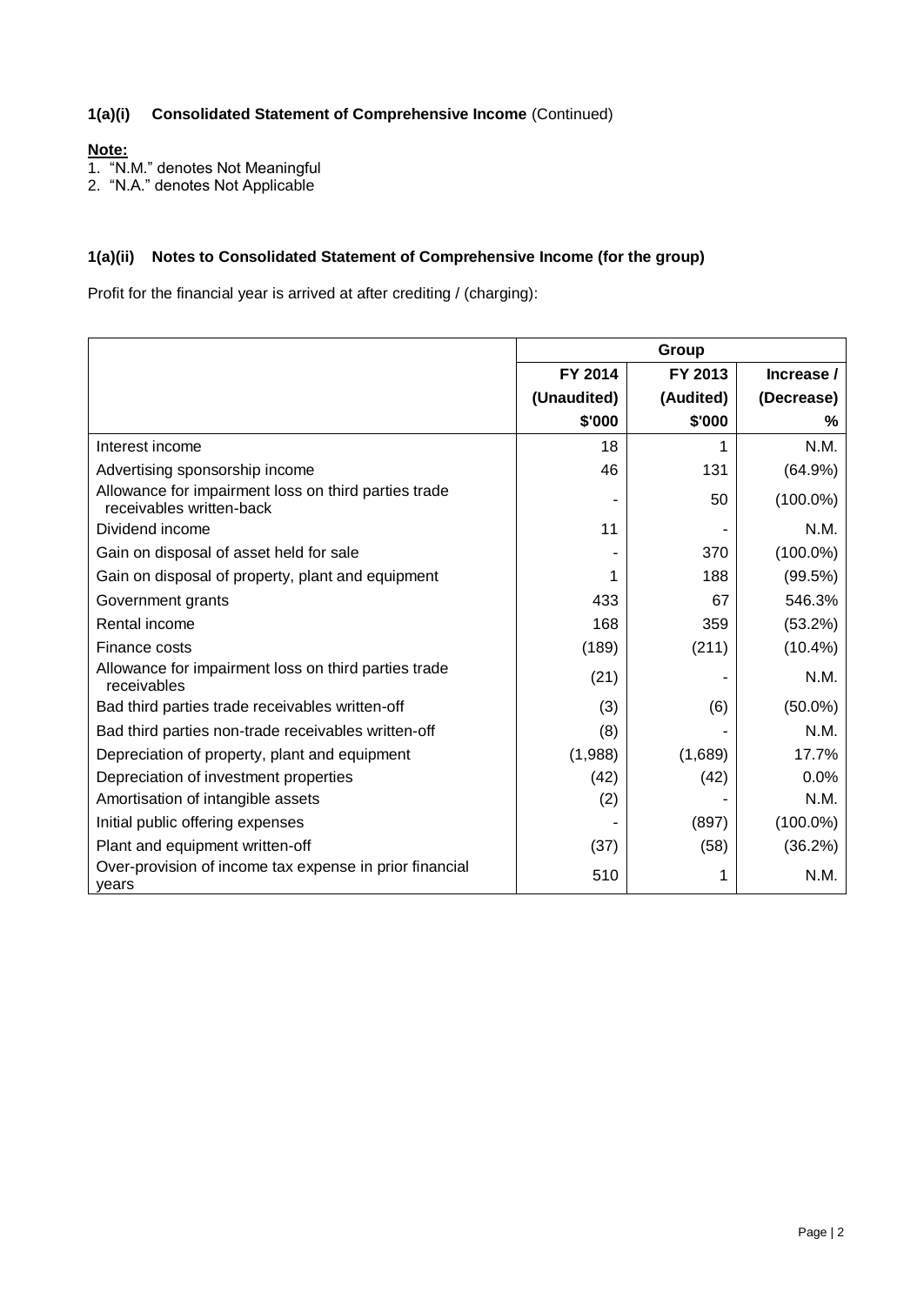### 1(a)(i) Consolidated Statement of Comprehensive Income (Continued)

**Note:**

1. "N.M." denotes Not Meaningful
2. "N.A." denotes Not Applicable

### 1(a)(ii) Notes to Consolidated Statement of Comprehensive Income (for the group)

Profit for the financial year is arrived at after crediting / (charging):

| | Group | | |
|---|---|---|---|
| | **FY 2014** | **FY 2013** | **Increase /** |
| | **(Unaudited)** | **(Audited)** | **(Decrease)** |
| | **\$'000** | **\$'000** | **%** |
| Interest income | 18 | 1 | N.M. |
| Advertising sponsorship income | 46 | 131 | (64.9%) |
| Allowance for impairment loss on third parties trade receivables written-back | - | 50 | (100.0%) |
| Dividend income | 11 | - | N.M. |
| Gain on disposal of asset held for sale | - | 370 | (100.0%) |
| Gain on disposal of property, plant and equipment | 1 | 188 | (99.5%) |
| Government grants | 433 | 67 | 546.3% |
| Rental income | 168 | 359 | (53.2%) |
| Finance costs | (189) | (211) | (10.4%) |
| Allowance for impairment loss on third parties trade receivables | (21) | - | N.M. |
| Bad third parties trade receivables written-off | (3) | (6) | (50.0%) |
| Bad third parties non-trade receivables written-off | (8) | - | N.M. |
| Depreciation of property, plant and equipment | (1,988) | (1,689) | 17.7% |
| Depreciation of investment properties | (42) | (42) | 0.0% |
| Amortisation of intangible assets | (2) | - | N.M. |
| Initial public offering expenses | - | (897) | (100.0%) |
| Plant and equipment written-off | (37) | (58) | (36.2%) |
| Over-provision of income tax expense in prior financial years | 510 | 1 | N.M. |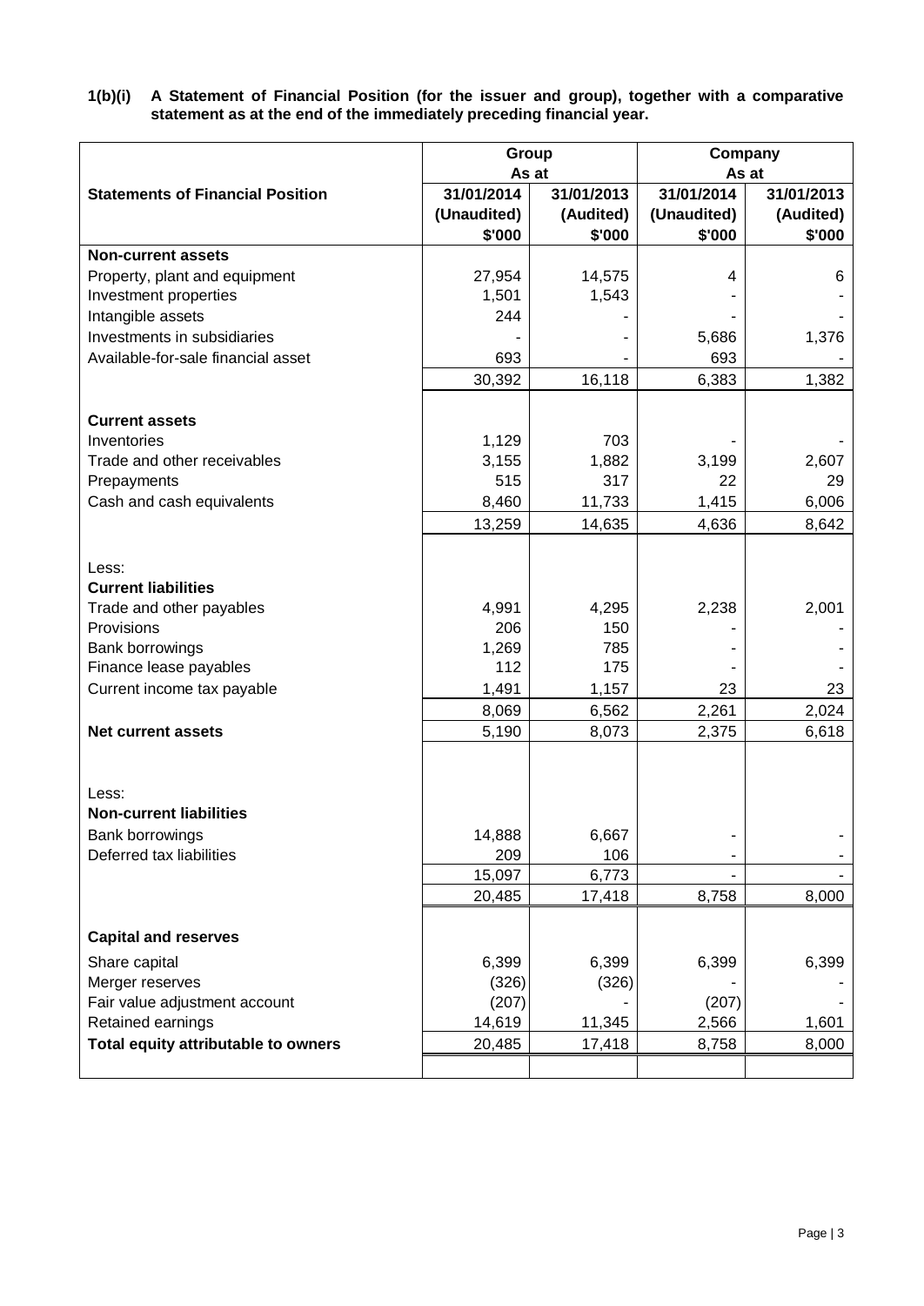**1(b)(i) A Statement of Financial Position (for the issuer and group), together with a comparative statement as at the end of the immediately preceding financial year.**

| Statements of Financial Position | Group As at | | Company As at | |
|---|---|---|---|---|
| | 31/01/2014 (Unaudited) $'000 | 31/01/2013 (Audited) $'000 | 31/01/2014 (Unaudited) $'000 | 31/01/2013 (Audited) $'000 |
| **Non-current assets** | | | | |
| Property, plant and equipment | 27,954 | 14,575 | 4 | 6 |
| Investment properties | 1,501 | 1,543 | - | - |
| Intangible assets | 244 | - | - | - |
| Investments in subsidiaries | - | - | 5,686 | 1,376 |
| Available-for-sale financial asset | 693 | - | 693 | - |
| | 30,392 | 16,118 | 6,383 | 1,382 |
| **Current assets** | | | | |
| Inventories | 1,129 | 703 | - | - |
| Trade and other receivables | 3,155 | 1,882 | 3,199 | 2,607 |
| Prepayments | 515 | 317 | 22 | 29 |
| Cash and cash equivalents | 8,460 | 11,733 | 1,415 | 6,006 |
| | 13,259 | 14,635 | 4,636 | 8,642 |
| Less: | | | | |
| **Current liabilities** | | | | |
| Trade and other payables | 4,991 | 4,295 | 2,238 | 2,001 |
| Provisions | 206 | 150 | - | - |
| Bank borrowings | 1,269 | 785 | - | - |
| Finance lease payables | 112 | 175 | - | - |
| Current income tax payable | 1,491 | 1,157 | 23 | 23 |
| | 8,069 | 6,562 | 2,261 | 2,024 |
| **Net current assets** | 5,190 | 8,073 | 2,375 | 6,618 |
| Less: | | | | |
| **Non-current liabilities** | | | | |
| Bank borrowings | 14,888 | 6,667 | - | - |
| Deferred tax liabilities | 209 | 106 | - | - |
| | 15,097 | 6,773 | - | - |
| | 20,485 | 17,418 | 8,758 | 8,000 |
| **Capital and reserves** | | | | |
| Share capital | 6,399 | 6,399 | 6,399 | 6,399 |
| Merger reserves | (326) | (326) | - | - |
| Fair value adjustment account | (207) | - | (207) | - |
| Retained earnings | 14,619 | 11,345 | 2,566 | 1,601 |
| **Total equity attributable to owners** | 20,485 | 17,418 | 8,758 | 8,000 |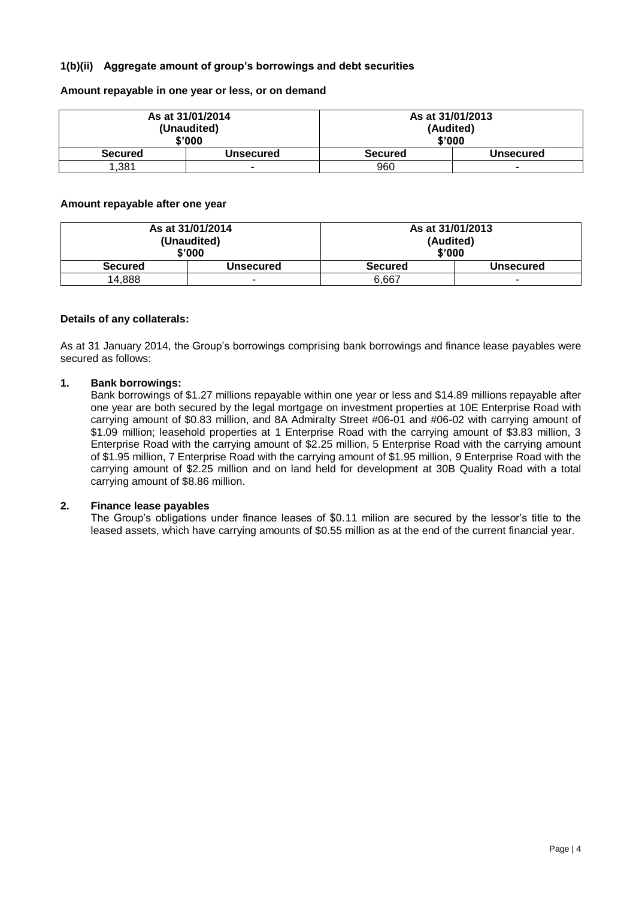### 1(b)(ii) Aggregate amount of group's borrowings and debt securities

**Amount repayable in one year or less, or on demand**

| As at 31/01/2014 (Unaudited) $'000 | | As at 31/01/2013 (Audited) $'000 | |
|---|---|---|---|
| **Secured** | **Unsecured** | **Secured** | **Unsecured** |
| 1,381 | - | 960 | - |

**Amount repayable after one year**

| As at 31/01/2014 (Unaudited) $'000 | | As at 31/01/2013 (Audited) $'000 | |
|---|---|---|---|
| **Secured** | **Unsecured** | **Secured** | **Unsecured** |
| 14,888 | - | 6,667 | - |

**Details of any collaterals:**

As at 31 January 2014, the Group's borrowings comprising bank borrowings and finance lease payables were secured as follows:

1. **Bank borrowings:**
   Bank borrowings of $1.27 millions repayable within one year or less and $14.89 millions repayable after one year are both secured by the legal mortgage on investment properties at 10E Enterprise Road with carrying amount of $0.83 million, and 8A Admiralty Street #06-01 and #06-02 with carrying amount of $1.09 million; leasehold properties at 1 Enterprise Road with the carrying amount of $3.83 million, 3 Enterprise Road with the carrying amount of $2.25 million, 5 Enterprise Road with the carrying amount of $1.95 million, 7 Enterprise Road with the carrying amount of $1.95 million, 9 Enterprise Road with the carrying amount of $2.25 million and on land held for development at 30B Quality Road with a total carrying amount of $8.86 million.

2. **Finance lease payables**
   The Group's obligations under finance leases of $0.11 milion are secured by the lessor's title to the leased assets, which have carrying amounts of $0.55 million as at the end of the current financial year.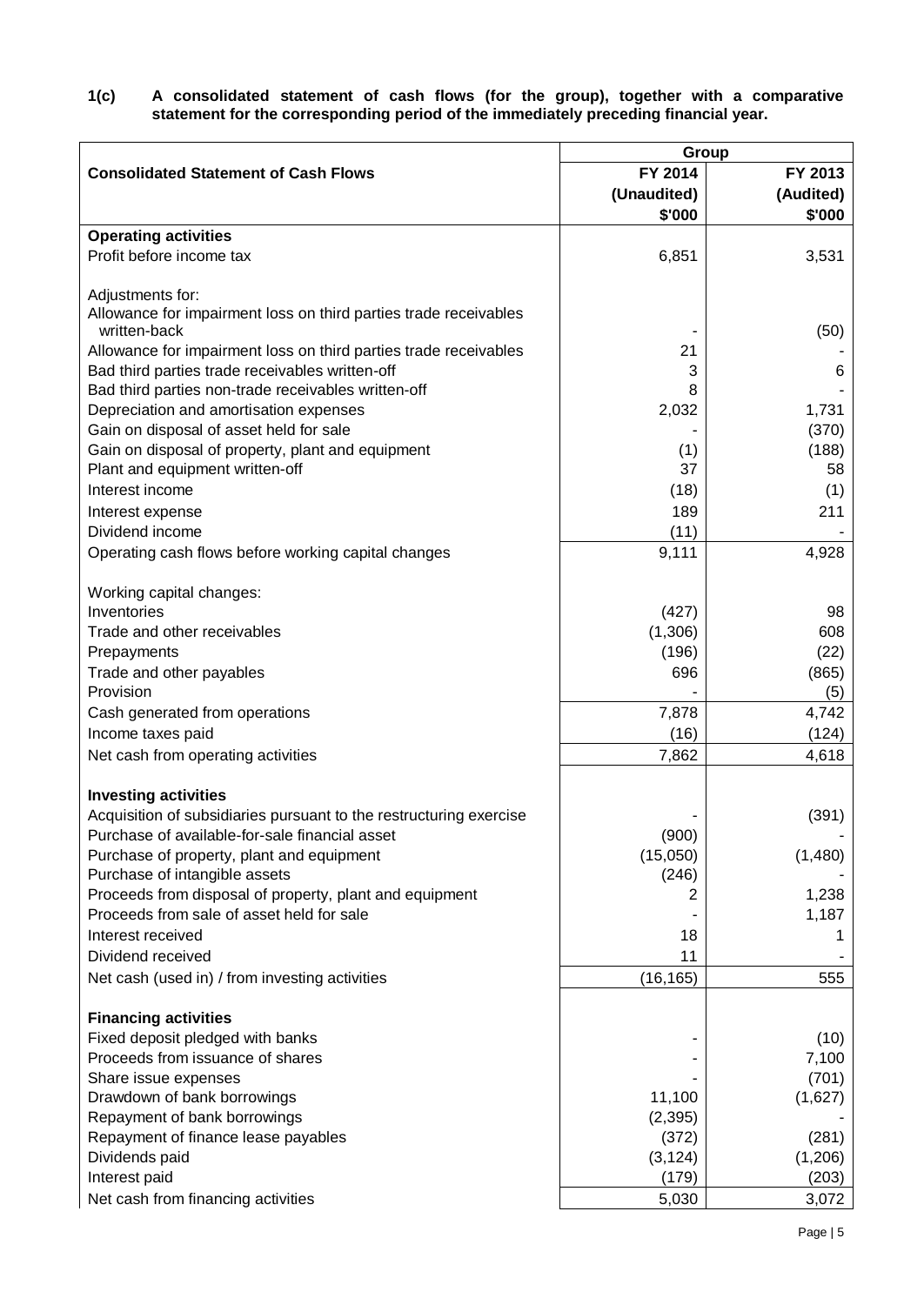**1(c) A consolidated statement of cash flows (for the group), together with a comparative statement for the corresponding period of the immediately preceding financial year.**

| Consolidated Statement of Cash Flows | Group | |
|---|---|---|
| | FY 2014 (Unaudited) \$'000 | FY 2013 (Audited) \$'000 |
| **Operating activities** | | |
| Profit before income tax | 6,851 | 3,531 |
| | | |
| Adjustments for: | | |
| Allowance for impairment loss on third parties trade receivables written-back | - | (50) |
| Allowance for impairment loss on third parties trade receivables | 21 | - |
| Bad third parties trade receivables written-off | 3 | 6 |
| Bad third parties non-trade receivables written-off | 8 | - |
| Depreciation and amortisation expenses | 2,032 | 1,731 |
| Gain on disposal of asset held for sale | - | (370) |
| Gain on disposal of property, plant and equipment | (1) | (188) |
| Plant and equipment written-off | 37 | 58 |
| Interest income | (18) | (1) |
| Interest expense | 189 | 211 |
| Dividend income | (11) | - |
| Operating cash flows before working capital changes | 9,111 | 4,928 |
| | | |
| Working capital changes: | | |
| Inventories | (427) | 98 |
| Trade and other receivables | (1,306) | 608 |
| Prepayments | (196) | (22) |
| Trade and other payables | 696 | (865) |
| Provision | - | (5) |
| Cash generated from operations | 7,878 | 4,742 |
| Income taxes paid | (16) | (124) |
| Net cash from operating activities | 7,862 | 4,618 |
| | | |
| **Investing activities** | | |
| Acquisition of subsidiaries pursuant to the restructuring exercise | - | (391) |
| Purchase of available-for-sale financial asset | (900) | - |
| Purchase of property, plant and equipment | (15,050) | (1,480) |
| Purchase of intangible assets | (246) | - |
| Proceeds from disposal of property, plant and equipment | 2 | 1,238 |
| Proceeds from sale of asset held for sale | - | 1,187 |
| Interest received | 18 | 1 |
| Dividend received | 11 | - |
| Net cash (used in) / from investing activities | (16,165) | 555 |
| | | |
| **Financing activities** | | |
| Fixed deposit pledged with banks | - | (10) |
| Proceeds from issuance of shares | - | 7,100 |
| Share issue expenses | - | (701) |
| Drawdown of bank borrowings | 11,100 | (1,627) |
| Repayment of bank borrowings | (2,395) | - |
| Repayment of finance lease payables | (372) | (281) |
| Dividends paid | (3,124) | (1,206) |
| Interest paid | (179) | (203) |
| Net cash from financing activities | 5,030 | 3,072 |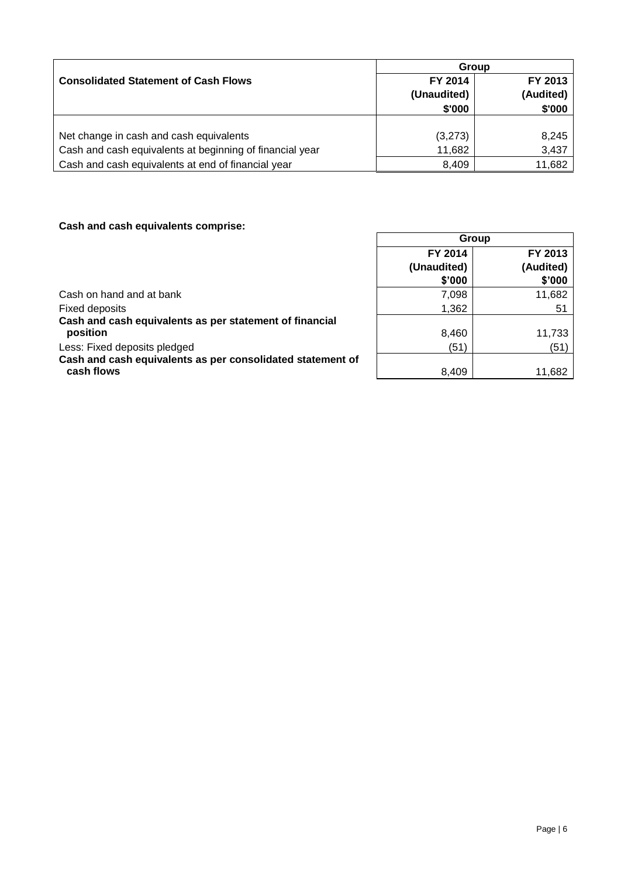| Consolidated Statement of Cash Flows | Group | |
|---|---|---|
| | FY 2014 (Unaudited) $'000 | FY 2013 (Audited) $'000 |
| Net change in cash and cash equivalents | (3,273) | 8,245 |
| Cash and cash equivalents at beginning of financial year | 11,682 | 3,437 |
| Cash and cash equivalents at end of financial year | 8,409 | 11,682 |

**Cash and cash equivalents comprise:**

| | Group | |
|---|---|---|
| | FY 2014 (Unaudited) $'000 | FY 2013 (Audited) $'000 |
| Cash on hand and at bank | 7,098 | 11,682 |
| Fixed deposits | 1,362 | 51 |
| **Cash and cash equivalents as per statement of financial position** | 8,460 | 11,733 |
| Less: Fixed deposits pledged | (51) | (51) |
| **Cash and cash equivalents as per consolidated statement of cash flows** | 8,409 | 11,682 |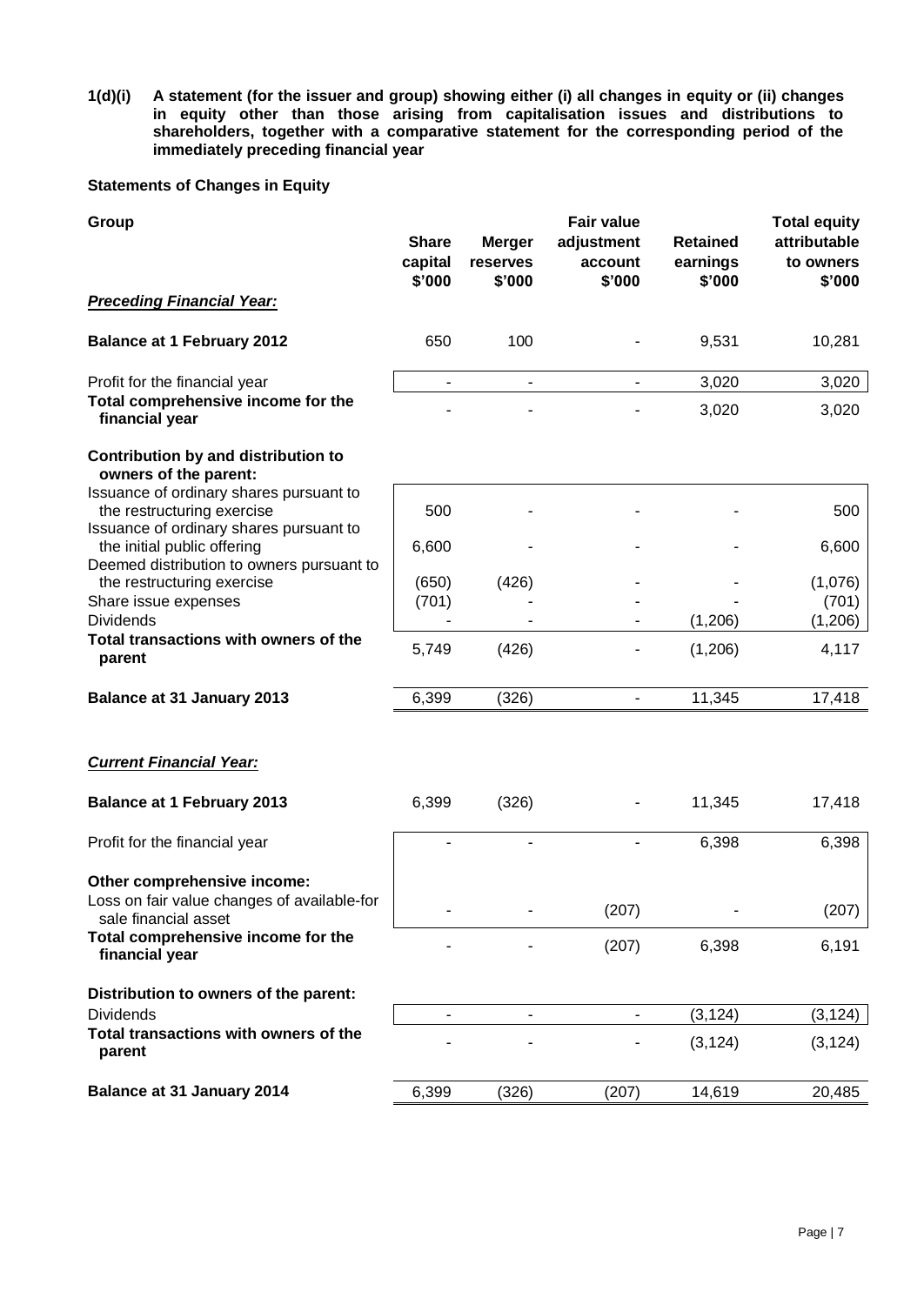**1(d)(i) A statement (for the issuer and group) showing either (i) all changes in equity or (ii) changes in equity other than those arising from capitalisation issues and distributions to shareholders, together with a comparative statement for the corresponding period of the immediately preceding financial year**

**Statements of Changes in Equity**

| Group | Share capital $'000 | Merger reserves $'000 | Fair value adjustment account $'000 | Retained earnings $'000 | Total equity attributable to owners $'000 |
|---|---|---|---|---|---|
| ***Preceding Financial Year:*** | | | | | |
| **Balance at 1 February 2012** | 650 | 100 | - | 9,531 | 10,281 |
| Profit for the financial year | - | - | - | 3,020 | 3,020 |
| **Total comprehensive income for the financial year** | - | - | - | 3,020 | 3,020 |
| **Contribution by and distribution to owners of the parent:** | | | | | |
| Issuance of ordinary shares pursuant to the restructuring exercise | 500 | - | - | - | 500 |
| Issuance of ordinary shares pursuant to the initial public offering | 6,600 | - | - | - | 6,600 |
| Deemed distribution to owners pursuant to the restructuring exercise | (650) | (426) | - | - | (1,076) |
| Share issue expenses | (701) | - | - | - | (701) |
| Dividends | - | - | - | (1,206) | (1,206) |
| **Total transactions with owners of the parent** | 5,749 | (426) | - | (1,206) | 4,117 |
| **Balance at 31 January 2013** | 6,399 | (326) | - | 11,345 | 17,418 |
| ***Current Financial Year:*** | | | | | |
| **Balance at 1 February 2013** | 6,399 | (326) | - | 11,345 | 17,418 |
| Profit for the financial year | - | - | - | 6,398 | 6,398 |
| **Other comprehensive income:** | | | | | |
| Loss on fair value changes of available-for sale financial asset | - | - | (207) | - | (207) |
| **Total comprehensive income for the financial year** | - | - | (207) | 6,398 | 6,191 |
| **Distribution to owners of the parent:** | | | | | |
| Dividends | - | - | - | (3,124) | (3,124) |
| **Total transactions with owners of the parent** | - | - | - | (3,124) | (3,124) |
| **Balance at 31 January 2014** | 6,399 | (326) | (207) | 14,619 | 20,485 |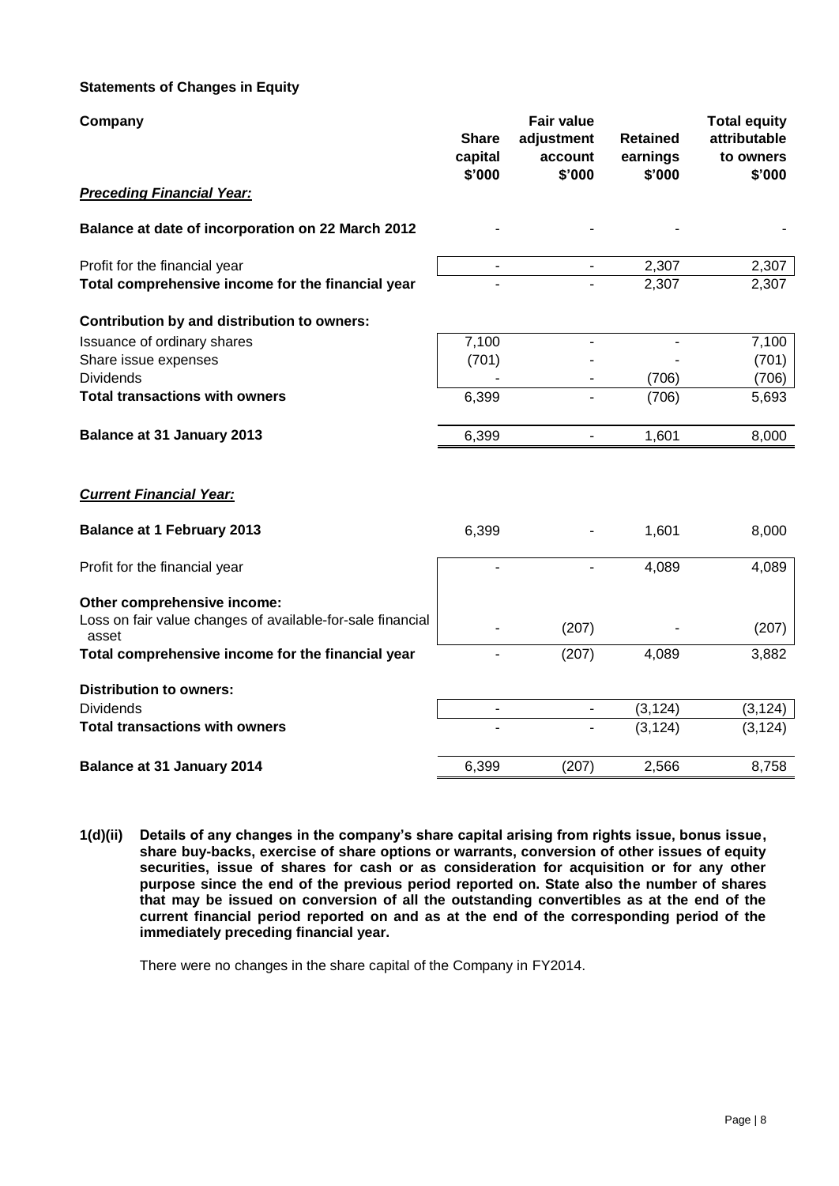**Statements of Changes in Equity**

| Company | Share capital $'000 | Fair value adjustment account $'000 | Retained earnings $'000 | Total equity attributable to owners $'000 |
|---|---|---|---|---|
| ***Preceding Financial Year:*** | | | | |
| **Balance at date of incorporation on 22 March 2012** | - | - | - | - |
| Profit for the financial year | - | - | 2,307 | 2,307 |
| **Total comprehensive income for the financial year** | - | - | 2,307 | 2,307 |
| **Contribution by and distribution to owners:** | | | | |
| Issuance of ordinary shares | 7,100 | - | - | 7,100 |
| Share issue expenses | (701) | - | - | (701) |
| Dividends | - | - | (706) | (706) |
| **Total transactions with owners** | 6,399 | - | (706) | 5,693 |
| **Balance at 31 January 2013** | 6,399 | - | 1,601 | 8,000 |
| ***Current Financial Year:*** | | | | |
| **Balance at 1 February 2013** | 6,399 | - | 1,601 | 8,000 |
| Profit for the financial year | - | - | 4,089 | 4,089 |
| **Other comprehensive income:** | | | | |
| Loss on fair value changes of available-for-sale financial asset | - | (207) | - | (207) |
| **Total comprehensive income for the financial year** | - | (207) | 4,089 | 3,882 |
| **Distribution to owners:** | | | | |
| Dividends | - | - | (3,124) | (3,124) |
| **Total transactions with owners** | - | - | (3,124) | (3,124) |
| **Balance at 31 January 2014** | 6,399 | (207) | 2,566 | 8,758 |

**1(d)(ii) Details of any changes in the company's share capital arising from rights issue, bonus issue, share buy-backs, exercise of share options or warrants, conversion of other issues of equity securities, issue of shares for cash or as consideration for acquisition or for any other purpose since the end of the previous period reported on. State also the number of shares that may be issued on conversion of all the outstanding convertibles as at the end of the current financial period reported on and as at the end of the corresponding period of the immediately preceding financial year.**

There were no changes in the share capital of the Company in FY2014.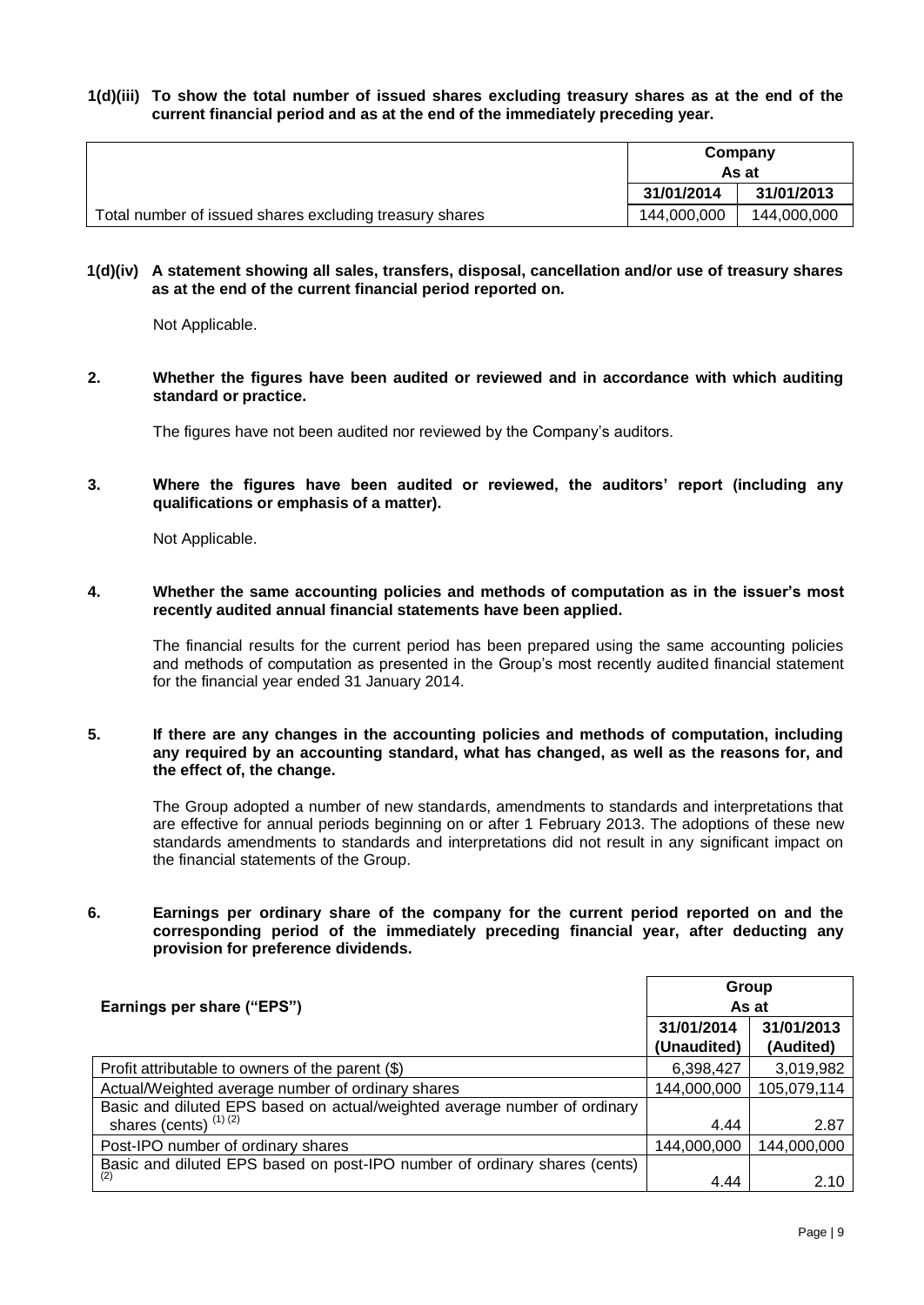**1(d)(iii) To show the total number of issued shares excluding treasury shares as at the end of the current financial period and as at the end of the immediately preceding year.**

| | Company As at | |
|---|---|---|
| | 31/01/2014 | 31/01/2013 |
| Total number of issued shares excluding treasury shares | 144,000,000 | 144,000,000 |

**1(d)(iv) A statement showing all sales, transfers, disposal, cancellation and/or use of treasury shares as at the end of the current financial period reported on.**

Not Applicable.

**2. Whether the figures have been audited or reviewed and in accordance with which auditing standard or practice.**

The figures have not been audited nor reviewed by the Company's auditors.

**3. Where the figures have been audited or reviewed, the auditors' report (including any qualifications or emphasis of a matter).**

Not Applicable.

**4. Whether the same accounting policies and methods of computation as in the issuer's most recently audited annual financial statements have been applied.**

The financial results for the current period has been prepared using the same accounting policies and methods of computation as presented in the Group's most recently audited financial statement for the financial year ended 31 January 2014.

**5. If there are any changes in the accounting policies and methods of computation, including any required by an accounting standard, what has changed, as well as the reasons for, and the effect of, the change.**

The Group adopted a number of new standards, amendments to standards and interpretations that are effective for annual periods beginning on or after 1 February 2013. The adoptions of these new standards amendments to standards and interpretations did not result in any significant impact on the financial statements of the Group.

**6. Earnings per ordinary share of the company for the current period reported on and the corresponding period of the immediately preceding financial year, after deducting any provision for preference dividends.**

| Earnings per share ("EPS") | Group As at | |
|---|---|---|
| | 31/01/2014 (Unaudited) | 31/01/2013 (Audited) |
| Profit attributable to owners of the parent ($) | 6,398,427 | 3,019,982 |
| Actual/Weighted average number of ordinary shares | 144,000,000 | 105,079,114 |
| Basic and diluted EPS based on actual/weighted average number of ordinary shares (cents) (1) (2) | 4.44 | 2.87 |
| Post-IPO number of ordinary shares | 144,000,000 | 144,000,000 |
| Basic and diluted EPS based on post-IPO number of ordinary shares (cents) (2) | 4.44 | 2.10 |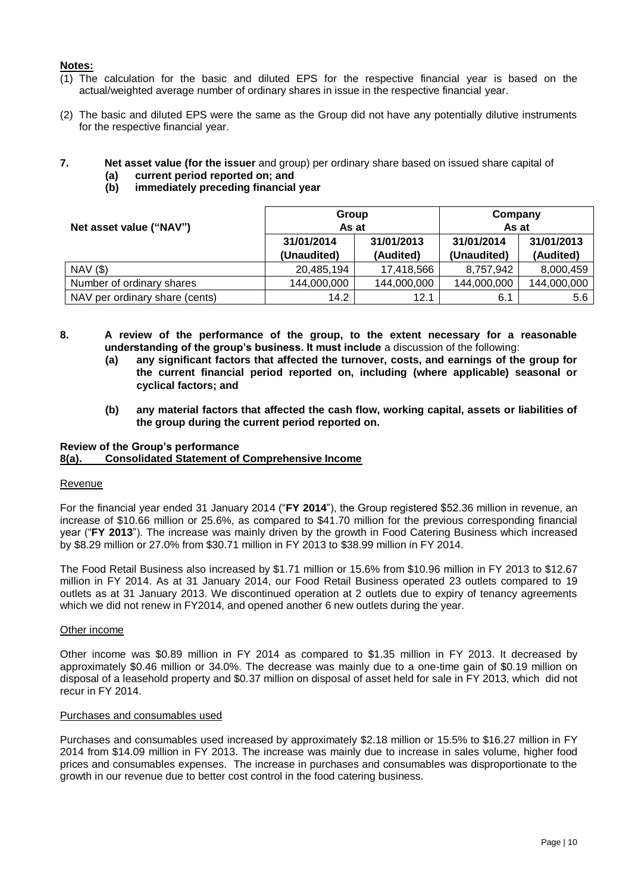**Notes:**

(1) The calculation for the basic and diluted EPS for the respective financial year is based on the actual/weighted average number of ordinary shares in issue in the respective financial year.

(2) The basic and diluted EPS were the same as the Group did not have any potentially dilutive instruments for the respective financial year.

**7. Net asset value (for the issuer** and group) per ordinary share based on issued share capital of
- **(a) current period reported on; and**
- **(b) immediately preceding financial year**

| Net asset value ("NAV") | Group As at | | Company As at | |
|---|---|---|---|---|
| | 31/01/2014 (Unaudited) | 31/01/2013 (Audited) | 31/01/2014 (Unaudited) | 31/01/2013 (Audited) |
| NAV ($) | 20,485,194 | 17,418,566 | 8,757,942 | 8,000,459 |
| Number of ordinary shares | 144,000,000 | 144,000,000 | 144,000,000 | 144,000,000 |
| NAV per ordinary share (cents) | 14.2 | 12.1 | 6.1 | 5.6 |

**8. A review of the performance of the group, to the extent necessary for a reasonable understanding of the group's business. It must include** a discussion of the following:
- **(a) any significant factors that affected the turnover, costs, and earnings of the group for the current financial period reported on, including (where applicable) seasonal or cyclical factors; and**
- **(b) any material factors that affected the cash flow, working capital, assets or liabilities of the group during the current period reported on.**

**Review of the Group's performance**

**8(a). Consolidated Statement of Comprehensive Income**

Revenue

For the financial year ended 31 January 2014 ("**FY 2014**"), the Group registered $52.36 million in revenue, an increase of $10.66 million or 25.6%, as compared to $41.70 million for the previous corresponding financial year ("**FY 2013**"). The increase was mainly driven by the growth in Food Catering Business which increased by $8.29 million or 27.0% from $30.71 million in FY 2013 to $38.99 million in FY 2014.

The Food Retail Business also increased by $1.71 million or 15.6% from $10.96 million in FY 2013 to $12.67 million in FY 2014. As at 31 January 2014, our Food Retail Business operated 23 outlets compared to 19 outlets as at 31 January 2013. We discontinued operation at 2 outlets due to expiry of tenancy agreements which we did not renew in FY2014, and opened another 6 new outlets during the year.

Other income

Other income was $0.89 million in FY 2014 as compared to $1.35 million in FY 2013. It decreased by approximately $0.46 million or 34.0%. The decrease was mainly due to a one-time gain of $0.19 million on disposal of a leasehold property and $0.37 million on disposal of asset held for sale in FY 2013, which did not recur in FY 2014.

Purchases and consumables used

Purchases and consumables used increased by approximately $2.18 million or 15.5% to $16.27 million in FY 2014 from $14.09 million in FY 2013. The increase was mainly due to increase in sales volume, higher food prices and consumables expenses. The increase in purchases and consumables was disproportionate to the growth in our revenue due to better cost control in the food catering business.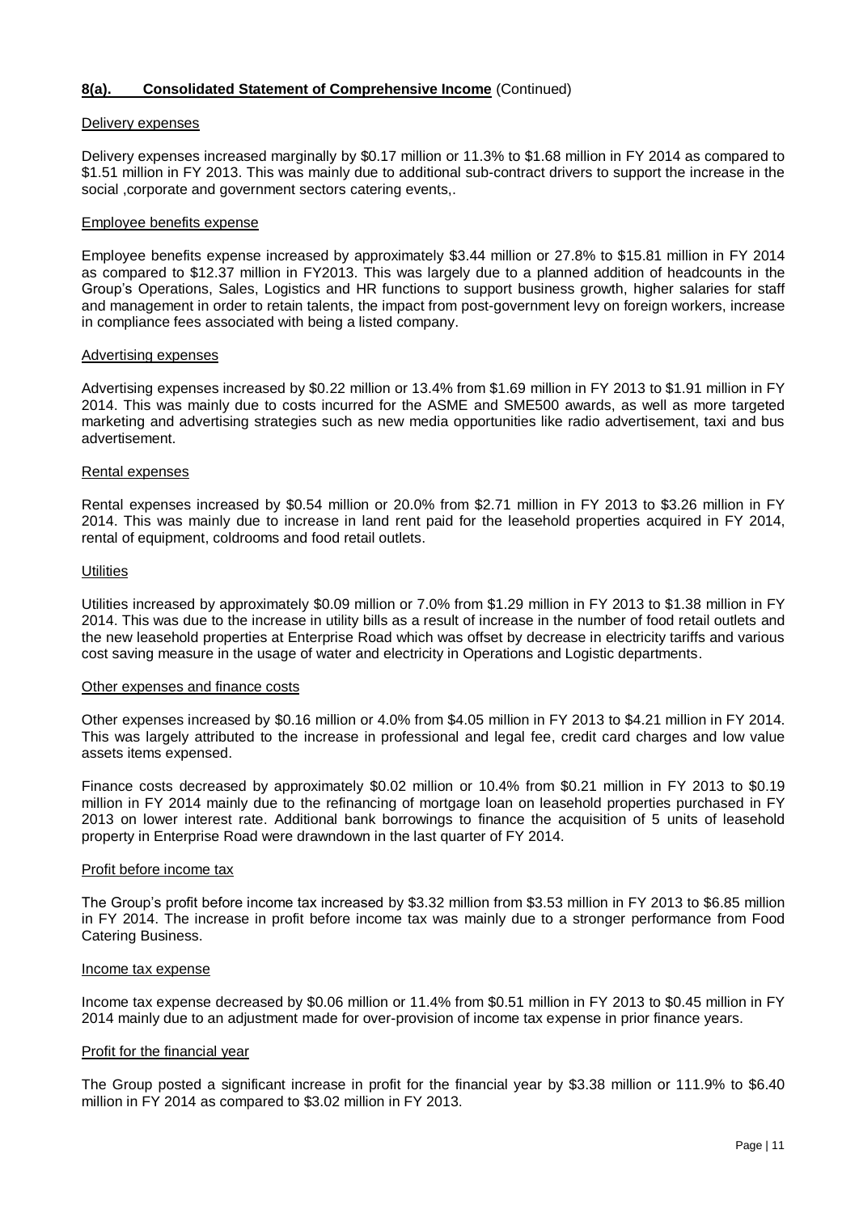## 8(a). Consolidated Statement of Comprehensive Income (Continued)

### Delivery expenses

Delivery expenses increased marginally by $0.17 million or 11.3% to $1.68 million in FY 2014 as compared to $1.51 million in FY 2013. This was mainly due to additional sub-contract drivers to support the increase in the social ,corporate and government sectors catering events,.

### Employee benefits expense

Employee benefits expense increased by approximately $3.44 million or 27.8% to $15.81 million in FY 2014 as compared to $12.37 million in FY2013. This was largely due to a planned addition of headcounts in the Group's Operations, Sales, Logistics and HR functions to support business growth, higher salaries for staff and management in order to retain talents, the impact from post-government levy on foreign workers, increase in compliance fees associated with being a listed company.

### Advertising expenses

Advertising expenses increased by $0.22 million or 13.4% from $1.69 million in FY 2013 to $1.91 million in FY 2014. This was mainly due to costs incurred for the ASME and SME500 awards, as well as more targeted marketing and advertising strategies such as new media opportunities like radio advertisement, taxi and bus advertisement.

### Rental expenses

Rental expenses increased by $0.54 million or 20.0% from $2.71 million in FY 2013 to $3.26 million in FY 2014. This was mainly due to increase in land rent paid for the leasehold properties acquired in FY 2014, rental of equipment, coldrooms and food retail outlets.

### Utilities

Utilities increased by approximately $0.09 million or 7.0% from $1.29 million in FY 2013 to $1.38 million in FY 2014. This was due to the increase in utility bills as a result of increase in the number of food retail outlets and the new leasehold properties at Enterprise Road which was offset by decrease in electricity tariffs and various cost saving measure in the usage of water and electricity in Operations and Logistic departments.

### Other expenses and finance costs

Other expenses increased by $0.16 million or 4.0% from $4.05 million in FY 2013 to $4.21 million in FY 2014. This was largely attributed to the increase in professional and legal fee, credit card charges and low value assets items expensed.

Finance costs decreased by approximately $0.02 million or 10.4% from $0.21 million in FY 2013 to $0.19 million in FY 2014 mainly due to the refinancing of mortgage loan on leasehold properties purchased in FY 2013 on lower interest rate. Additional bank borrowings to finance the acquisition of 5 units of leasehold property in Enterprise Road were drawndown in the last quarter of FY 2014.

### Profit before income tax

The Group's profit before income tax increased by $3.32 million from $3.53 million in FY 2013 to $6.85 million in FY 2014. The increase in profit before income tax was mainly due to a stronger performance from Food Catering Business.

### Income tax expense

Income tax expense decreased by $0.06 million or 11.4% from $0.51 million in FY 2013 to $0.45 million in FY 2014 mainly due to an adjustment made for over-provision of income tax expense in prior finance years.

### Profit for the financial year

The Group posted a significant increase in profit for the financial year by $3.38 million or 111.9% to $6.40 million in FY 2014 as compared to $3.02 million in FY 2013.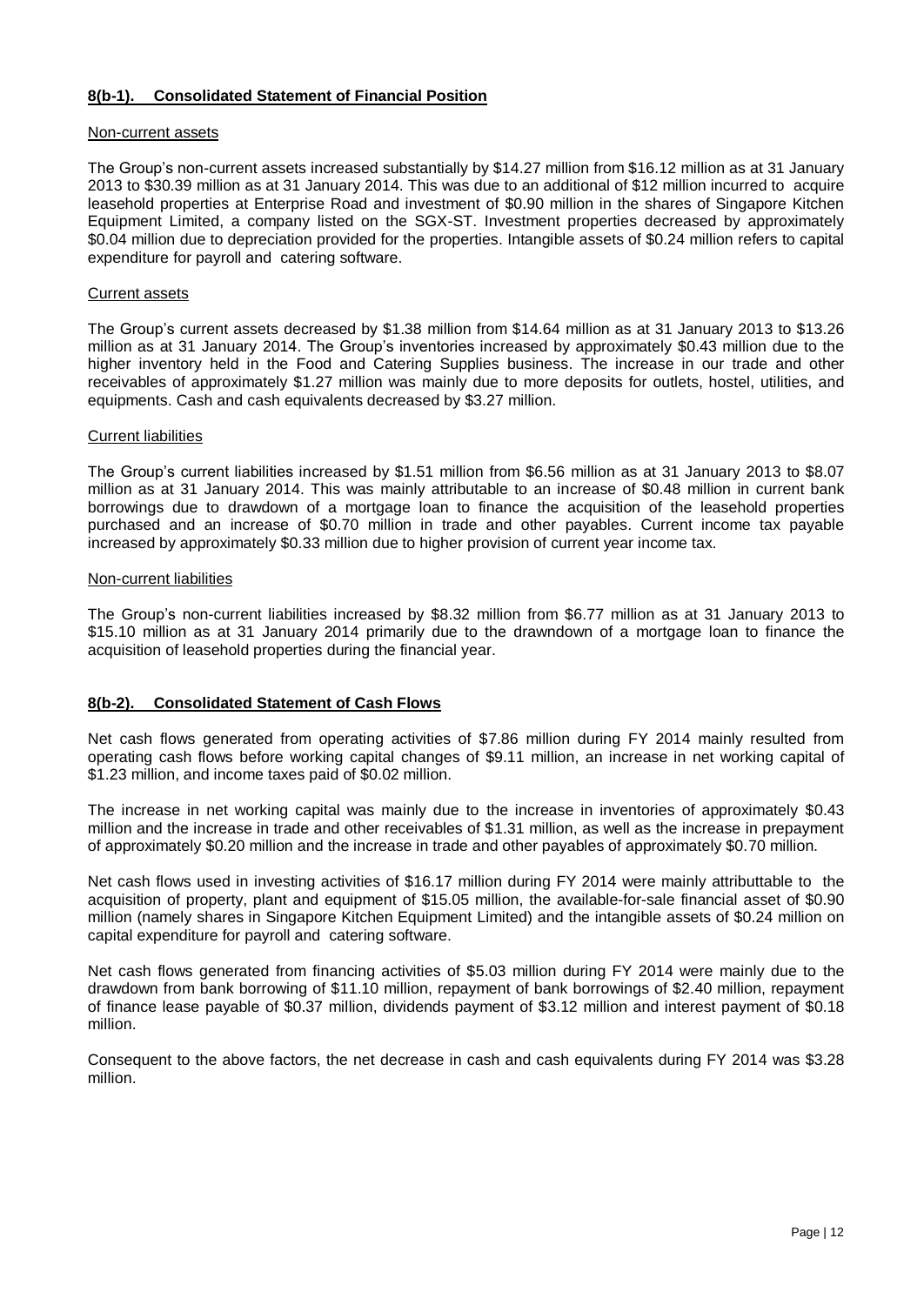## 8(b-1). Consolidated Statement of Financial Position

Non-current assets

The Group's non-current assets increased substantially by $14.27 million from $16.12 million as at 31 January 2013 to $30.39 million as at 31 January 2014. This was due to an additional of $12 million incurred to acquire leasehold properties at Enterprise Road and investment of $0.90 million in the shares of Singapore Kitchen Equipment Limited, a company listed on the SGX-ST. Investment properties decreased by approximately $0.04 million due to depreciation provided for the properties. Intangible assets of $0.24 million refers to capital expenditure for payroll and catering software.

Current assets

The Group's current assets decreased by $1.38 million from $14.64 million as at 31 January 2013 to $13.26 million as at 31 January 2014. The Group's inventories increased by approximately $0.43 million due to the higher inventory held in the Food and Catering Supplies business. The increase in our trade and other receivables of approximately $1.27 million was mainly due to more deposits for outlets, hostel, utilities, and equipments. Cash and cash equivalents decreased by $3.27 million.

Current liabilities

The Group's current liabilities increased by $1.51 million from $6.56 million as at 31 January 2013 to $8.07 million as at 31 January 2014. This was mainly attributable to an increase of $0.48 million in current bank borrowings due to drawdown of a mortgage loan to finance the acquisition of the leasehold properties purchased and an increase of $0.70 million in trade and other payables. Current income tax payable increased by approximately $0.33 million due to higher provision of current year income tax.

Non-current liabilities

The Group's non-current liabilities increased by $8.32 million from $6.77 million as at 31 January 2013 to $15.10 million as at 31 January 2014 primarily due to the drawndown of a mortgage loan to finance the acquisition of leasehold properties during the financial year.

## 8(b-2). Consolidated Statement of Cash Flows

Net cash flows generated from operating activities of $7.86 million during FY 2014 mainly resulted from operating cash flows before working capital changes of $9.11 million, an increase in net working capital of $1.23 million, and income taxes paid of $0.02 million.

The increase in net working capital was mainly due to the increase in inventories of approximately $0.43 million and the increase in trade and other receivables of $1.31 million, as well as the increase in prepayment of approximately $0.20 million and the increase in trade and other payables of approximately $0.70 million.

Net cash flows used in investing activities of $16.17 million during FY 2014 were mainly attributtable to the acquisition of property, plant and equipment of $15.05 million, the available-for-sale financial asset of $0.90 million (namely shares in Singapore Kitchen Equipment Limited) and the intangible assets of $0.24 million on capital expenditure for payroll and catering software.

Net cash flows generated from financing activities of $5.03 million during FY 2014 were mainly due to the drawdown from bank borrowing of $11.10 million, repayment of bank borrowings of $2.40 million, repayment of finance lease payable of $0.37 million, dividends payment of $3.12 million and interest payment of $0.18 million.

Consequent to the above factors, the net decrease in cash and cash equivalents during FY 2014 was $3.28 million.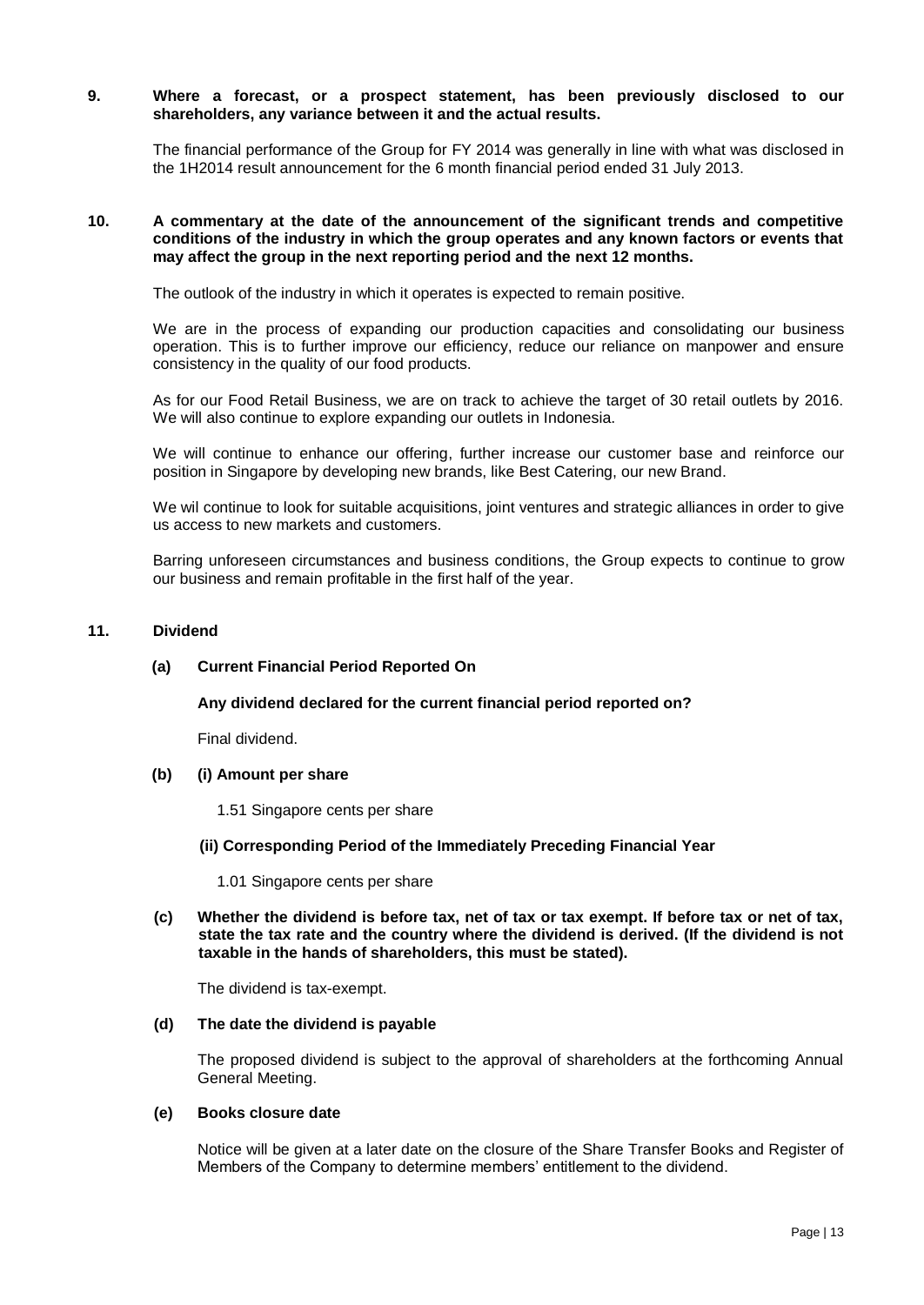**9. Where a forecast, or a prospect statement, has been previously disclosed to our shareholders, any variance between it and the actual results.**

The financial performance of the Group for FY 2014 was generally in line with what was disclosed in the 1H2014 result announcement for the 6 month financial period ended 31 July 2013.

**10. A commentary at the date of the announcement of the significant trends and competitive conditions of the industry in which the group operates and any known factors or events that may affect the group in the next reporting period and the next 12 months.**

The outlook of the industry in which it operates is expected to remain positive.

We are in the process of expanding our production capacities and consolidating our business operation. This is to further improve our efficiency, reduce our reliance on manpower and ensure consistency in the quality of our food products.

As for our Food Retail Business, we are on track to achieve the target of 30 retail outlets by 2016. We will also continue to explore expanding our outlets in Indonesia.

We will continue to enhance our offering, further increase our customer base and reinforce our position in Singapore by developing new brands, like Best Catering, our new Brand.

We wil continue to look for suitable acquisitions, joint ventures and strategic alliances in order to give us access to new markets and customers.

Barring unforeseen circumstances and business conditions, the Group expects to continue to grow our business and remain profitable in the first half of the year.

**11. Dividend**

**(a) Current Financial Period Reported On**

**Any dividend declared for the current financial period reported on?**

Final dividend.

**(b) (i) Amount per share**

1.51 Singapore cents per share

**(ii) Corresponding Period of the Immediately Preceding Financial Year**

1.01 Singapore cents per share

**(c) Whether the dividend is before tax, net of tax or tax exempt. If before tax or net of tax, state the tax rate and the country where the dividend is derived. (If the dividend is not taxable in the hands of shareholders, this must be stated).**

The dividend is tax-exempt.

**(d) The date the dividend is payable**

The proposed dividend is subject to the approval of shareholders at the forthcoming Annual General Meeting.

**(e) Books closure date**

Notice will be given at a later date on the closure of the Share Transfer Books and Register of Members of the Company to determine members' entitlement to the dividend.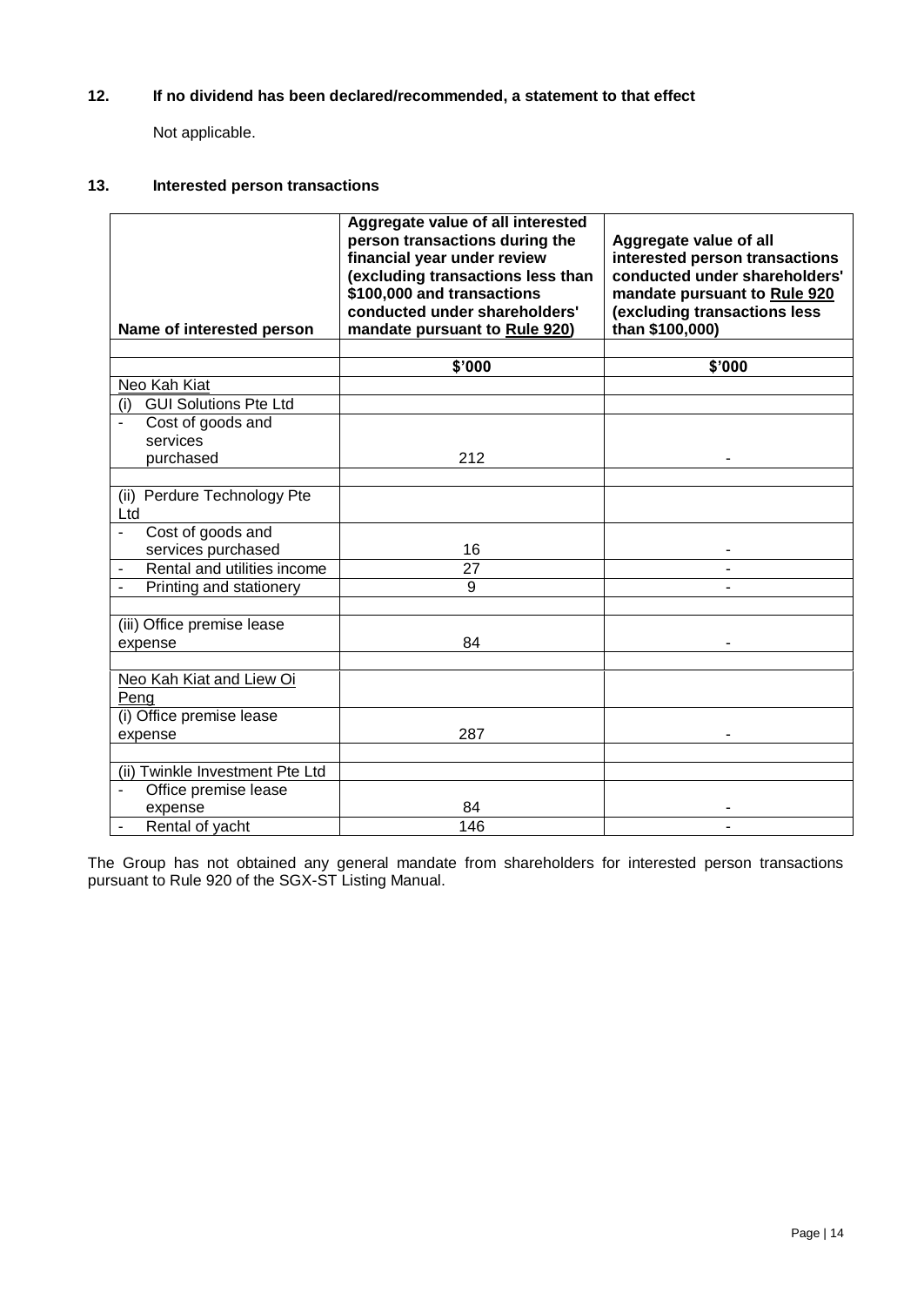## 12. If no dividend has been declared/recommended, a statement to that effect

Not applicable.

## 13. Interested person transactions

| Name of interested person | Aggregate value of all interested person transactions during the financial year under review (excluding transactions less than \$100,000 and transactions conducted under shareholders' mandate pursuant to Rule 920) | Aggregate value of all interested person transactions conducted under shareholders' mandate pursuant to Rule 920 (excluding transactions less than \$100,000) |
|---|---|---|
| | **\$'000** | **\$'000** |
| Neo Kah Kiat | | |
| (i) GUI Solutions Pte Ltd | | |
| - Cost of goods and services purchased | 212 | - |
| (ii) Perdure Technology Pte Ltd | | |
| - Cost of goods and services purchased | 16 | - |
| - Rental and utilities income | 27 | - |
| - Printing and stationery | 9 | - |
| (iii) Office premise lease expense | 84 | - |
| Neo Kah Kiat and Liew Oi Peng | | |
| (i) Office premise lease expense | 287 | - |
| (ii) Twinkle Investment Pte Ltd | | |
| - Office premise lease expense | 84 | - |
| - Rental of yacht | 146 | - |

The Group has not obtained any general mandate from shareholders for interested person transactions pursuant to Rule 920 of the SGX-ST Listing Manual.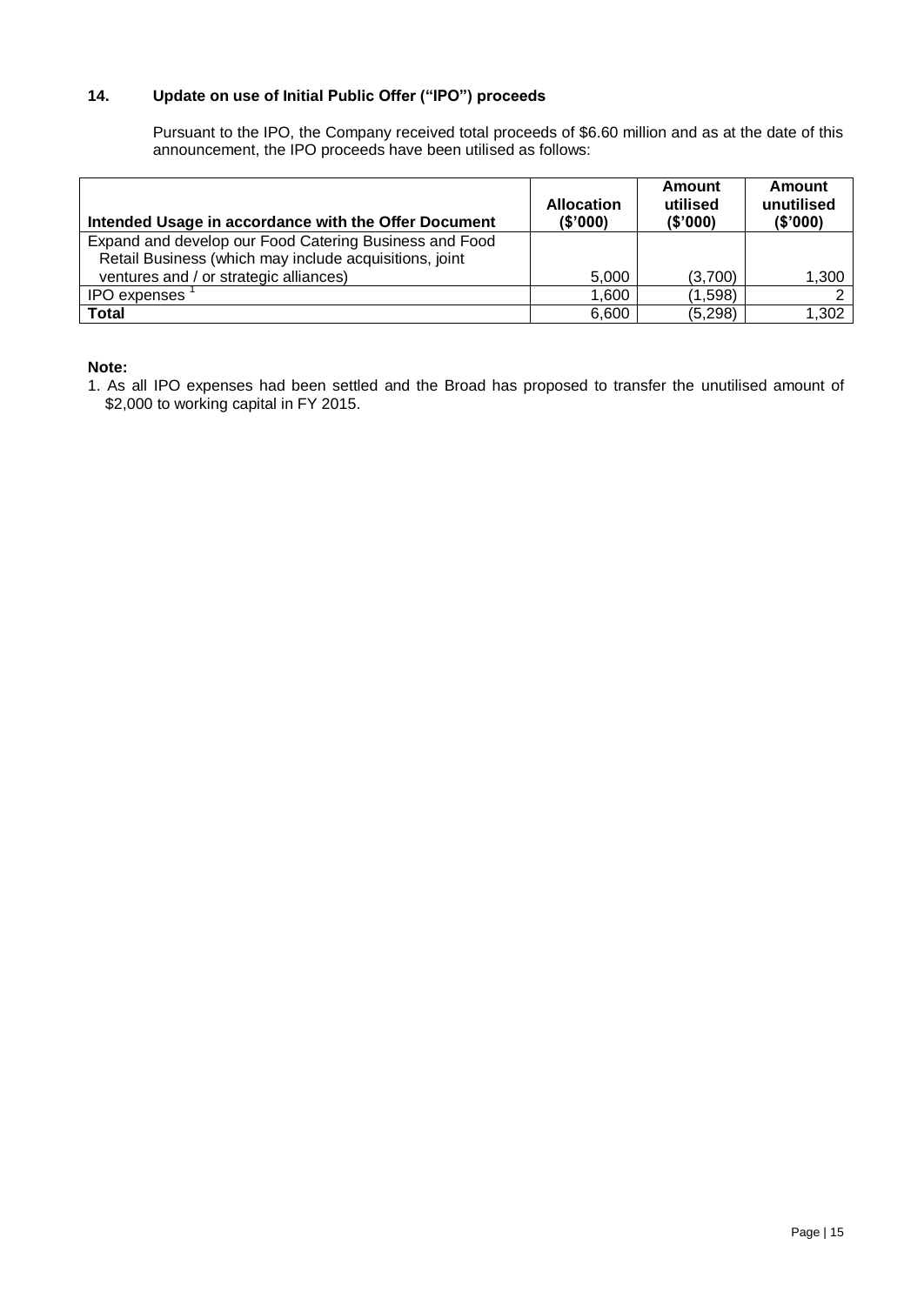## 14. Update on use of Initial Public Offer ("IPO") proceeds

Pursuant to the IPO, the Company received total proceeds of $6.60 million and as at the date of this announcement, the IPO proceeds have been utilised as follows:

| Intended Usage in accordance with the Offer Document | Allocation ($'000) | Amount utilised ($'000) | Amount unutilised ($'000) |
|---|---|---|---|
| Expand and develop our Food Catering Business and Food Retail Business (which may include acquisitions, joint ventures and / or strategic alliances) | 5,000 | (3,700) | 1,300 |
| IPO expenses [1] | 1,600 | (1,598) | 2 |
| **Total** | 6,600 | (5,298) | 1,302 |

**Note:**

1. As all IPO expenses had been settled and the Broad has proposed to transfer the unutilised amount of $2,000 to working capital in FY 2015.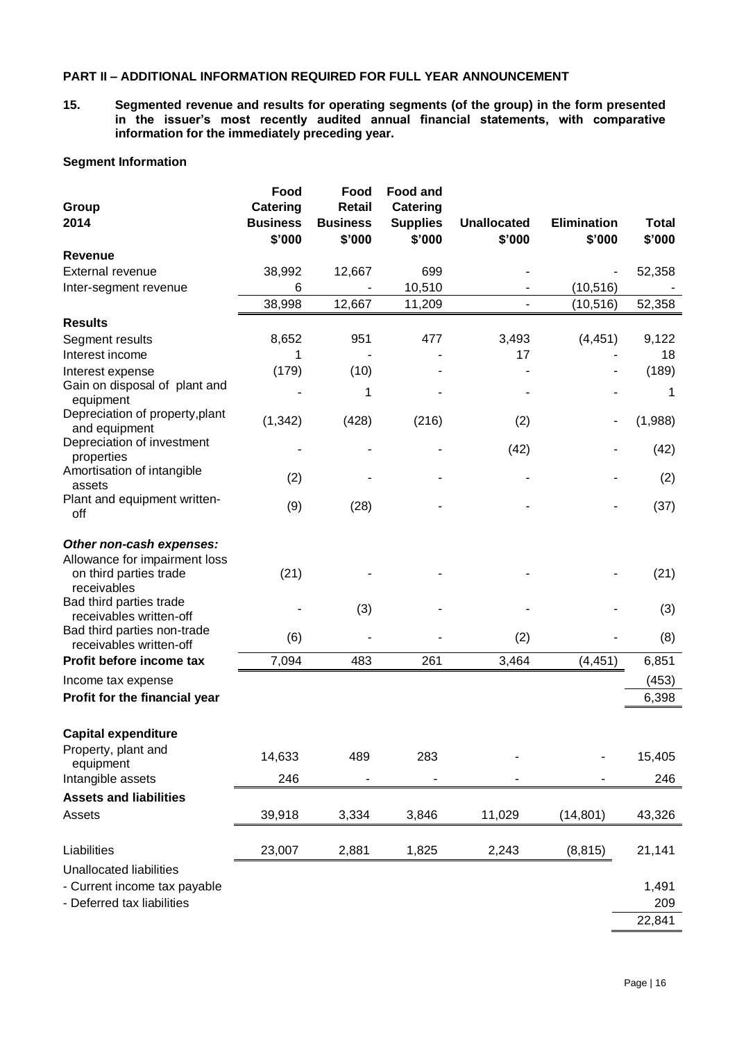**PART II – ADDITIONAL INFORMATION REQUIRED FOR FULL YEAR ANNOUNCEMENT**

**15. Segmented revenue and results for operating segments (of the group) in the form presented in the issuer's most recently audited annual financial statements, with comparative information for the immediately preceding year.**

**Segment Information**

| Group 2014 | Food Catering Business $'000 | Food Retail Business $'000 | Food and Catering Supplies $'000 | Unallocated $'000 | Elimination $'000 | Total $'000 |
|---|---|---|---|---|---|---|
| **Revenue** | | | | | | |
| External revenue | 38,992 | 12,667 | 699 | - | - | 52,358 |
| Inter-segment revenue | 6 | - | 10,510 | - | (10,516) | - |
| | 38,998 | 12,667 | 11,209 | - | (10,516) | 52,358 |
| **Results** | | | | | | |
| Segment results | 8,652 | 951 | 477 | 3,493 | (4,451) | 9,122 |
| Interest income | 1 | - | - | 17 | - | 18 |
| Interest expense | (179) | (10) | - | - | - | (189) |
| Gain on disposal of plant and equipment | - | 1 | - | - | - | 1 |
| Depreciation of property,plant and equipment | (1,342) | (428) | (216) | (2) | - | (1,988) |
| Depreciation of investment properties | - | - | - | (42) | - | (42) |
| Amortisation of intangible assets | (2) | - | - | - | - | (2) |
| Plant and equipment written-off | (9) | (28) | - | - | - | (37) |
| ***Other non-cash expenses:*** | | | | | | |
| Allowance for impairment loss on third parties trade receivables | (21) | - | - | - | - | (21) |
| Bad third parties trade receivables written-off | - | (3) | - | - | - | (3) |
| Bad third parties non-trade receivables written-off | (6) | - | - | (2) | - | (8) |
| **Profit before income tax** | 7,094 | 483 | 261 | 3,464 | (4,451) | 6,851 |
| Income tax expense | | | | | | (453) |
| **Profit for the financial year** | | | | | | 6,398 |
| **Capital expenditure** | | | | | | |
| Property, plant and equipment | 14,633 | 489 | 283 | - | - | 15,405 |
| Intangible assets | 246 | - | - | - | - | 246 |
| **Assets and liabilities** | | | | | | |
| Assets | 39,918 | 3,334 | 3,846 | 11,029 | (14,801) | 43,326 |
| Liabilities | 23,007 | 2,881 | 1,825 | 2,243 | (8,815) | 21,141 |
| Unallocated liabilities | | | | | | |
| - Current income tax payable | | | | | | 1,491 |
| - Deferred tax liabilities | | | | | | 209 |
| | | | | | | 22,841 |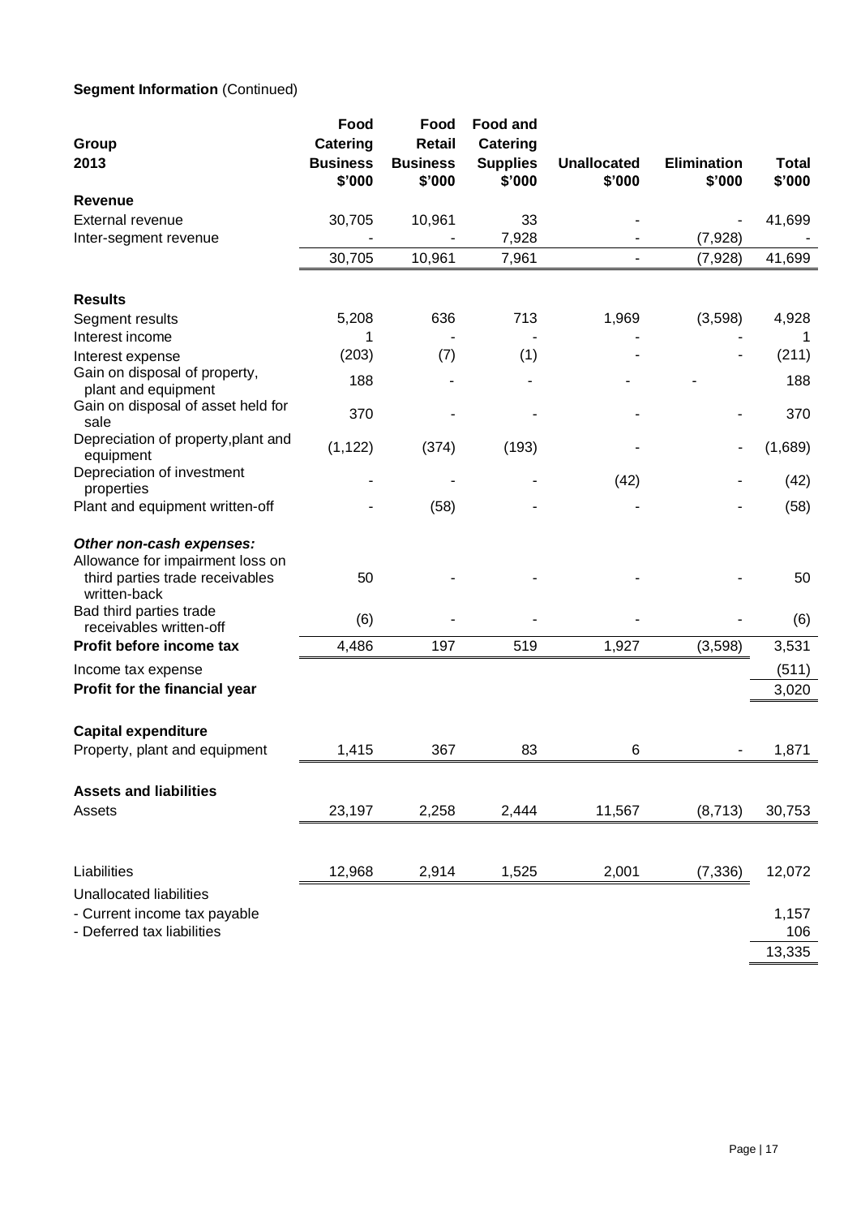**Segment Information** (Continued)

| Group 2013 | Food Catering Business $'000 | Food Retail Business $'000 | Food and Catering Supplies $'000 | Unallocated $'000 | Elimination $'000 | Total $'000 |
|---|---|---|---|---|---|---|
| **Revenue** | | | | | | |
| External revenue | 30,705 | 10,961 | 33 | - | - | 41,699 |
| Inter-segment revenue | - | - | 7,928 | - | (7,928) | - |
| | 30,705 | 10,961 | 7,961 | - | (7,928) | 41,699 |
| **Results** | | | | | | |
| Segment results | 5,208 | 636 | 713 | 1,969 | (3,598) | 4,928 |
| Interest income | 1 | - | - | - | - | 1 |
| Interest expense | (203) | (7) | (1) | - | - | (211) |
| Gain on disposal of property, plant and equipment | 188 | - | - | - | - | 188 |
| Gain on disposal of asset held for sale | 370 | - | - | - | - | 370 |
| Depreciation of property,plant and equipment | (1,122) | (374) | (193) | - | - | (1,689) |
| Depreciation of investment properties | - | - | - | (42) | - | (42) |
| Plant and equipment written-off | - | (58) | - | - | - | (58) |
| ***Other non-cash expenses:*** | | | | | | |
| Allowance for impairment loss on third parties trade receivables written-back | 50 | - | - | - | - | 50 |
| Bad third parties trade receivables written-off | (6) | - | - | - | - | (6) |
| **Profit before income tax** | 4,486 | 197 | 519 | 1,927 | (3,598) | 3,531 |
| Income tax expense | | | | | | (511) |
| **Profit for the financial year** | | | | | | 3,020 |
| **Capital expenditure** | | | | | | |
| Property, plant and equipment | 1,415 | 367 | 83 | 6 | - | 1,871 |
| **Assets and liabilities** | | | | | | |
| Assets | 23,197 | 2,258 | 2,444 | 11,567 | (8,713) | 30,753 |
| Liabilities | 12,968 | 2,914 | 1,525 | 2,001 | (7,336) | 12,072 |
| Unallocated liabilities | | | | | | |
| - Current income tax payable | | | | | | 1,157 |
| - Deferred tax liabilities | | | | | | 106 |
| | | | | | | 13,335 |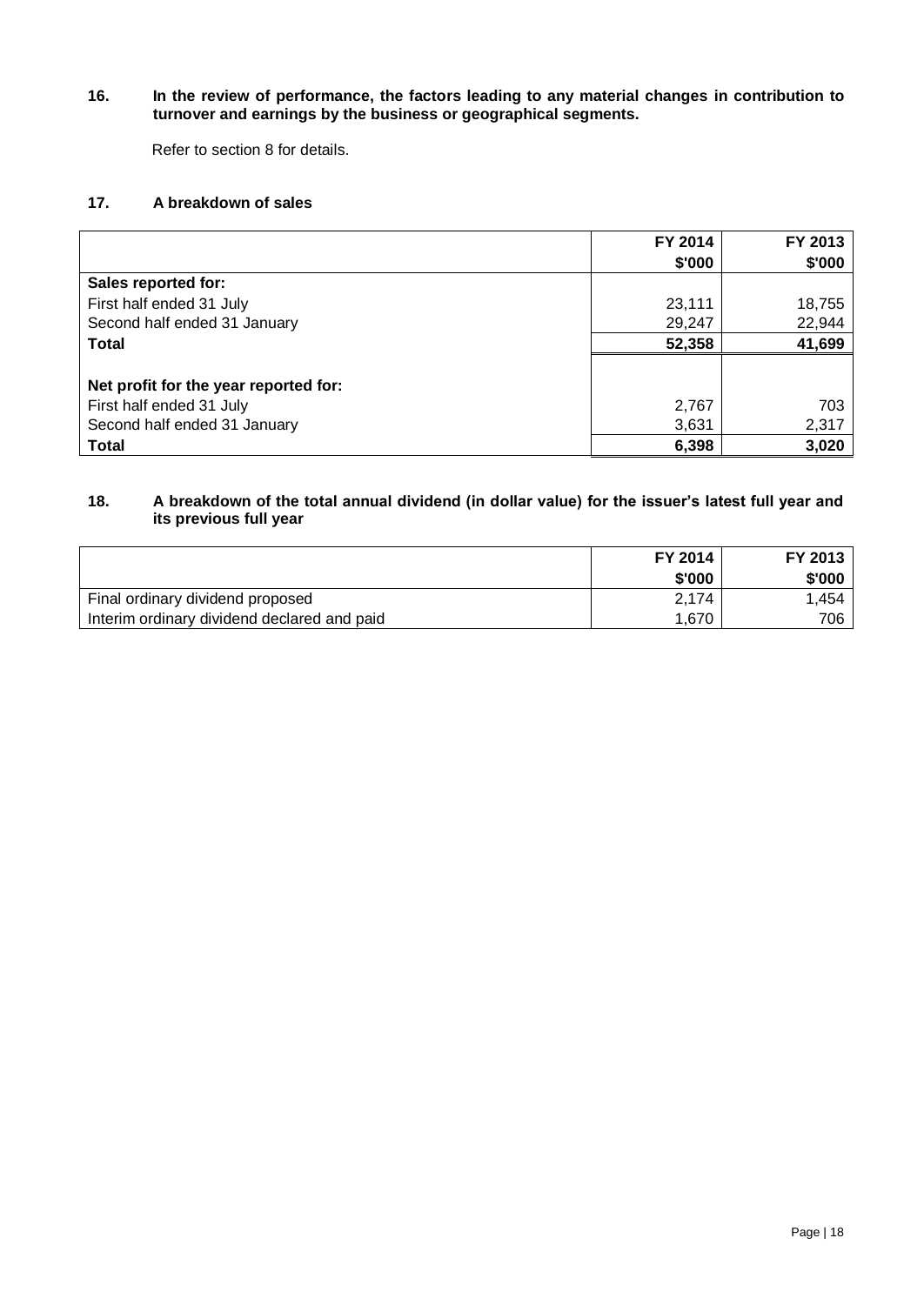**16. In the review of performance, the factors leading to any material changes in contribution to turnover and earnings by the business or geographical segments.**

Refer to section 8 for details.

**17. A breakdown of sales**

| | FY 2014 | FY 2013 |
|---|---|---|
| | $'000 | $'000 |
| **Sales reported for:** | | |
| First half ended 31 July | 23,111 | 18,755 |
| Second half ended 31 January | 29,247 | 22,944 |
| **Total** | **52,358** | **41,699** |
| | | |
| **Net profit for the year reported for:** | | |
| First half ended 31 July | 2,767 | 703 |
| Second half ended 31 January | 3,631 | 2,317 |
| **Total** | **6,398** | **3,020** |

**18. A breakdown of the total annual dividend (in dollar value) for the issuer's latest full year and its previous full year**

| | FY 2014 | FY 2013 |
|---|---|---|
| | $'000 | $'000 |
| Final ordinary dividend proposed | 2,174 | 1,454 |
| Interim ordinary dividend declared and paid | 1,670 | 706 |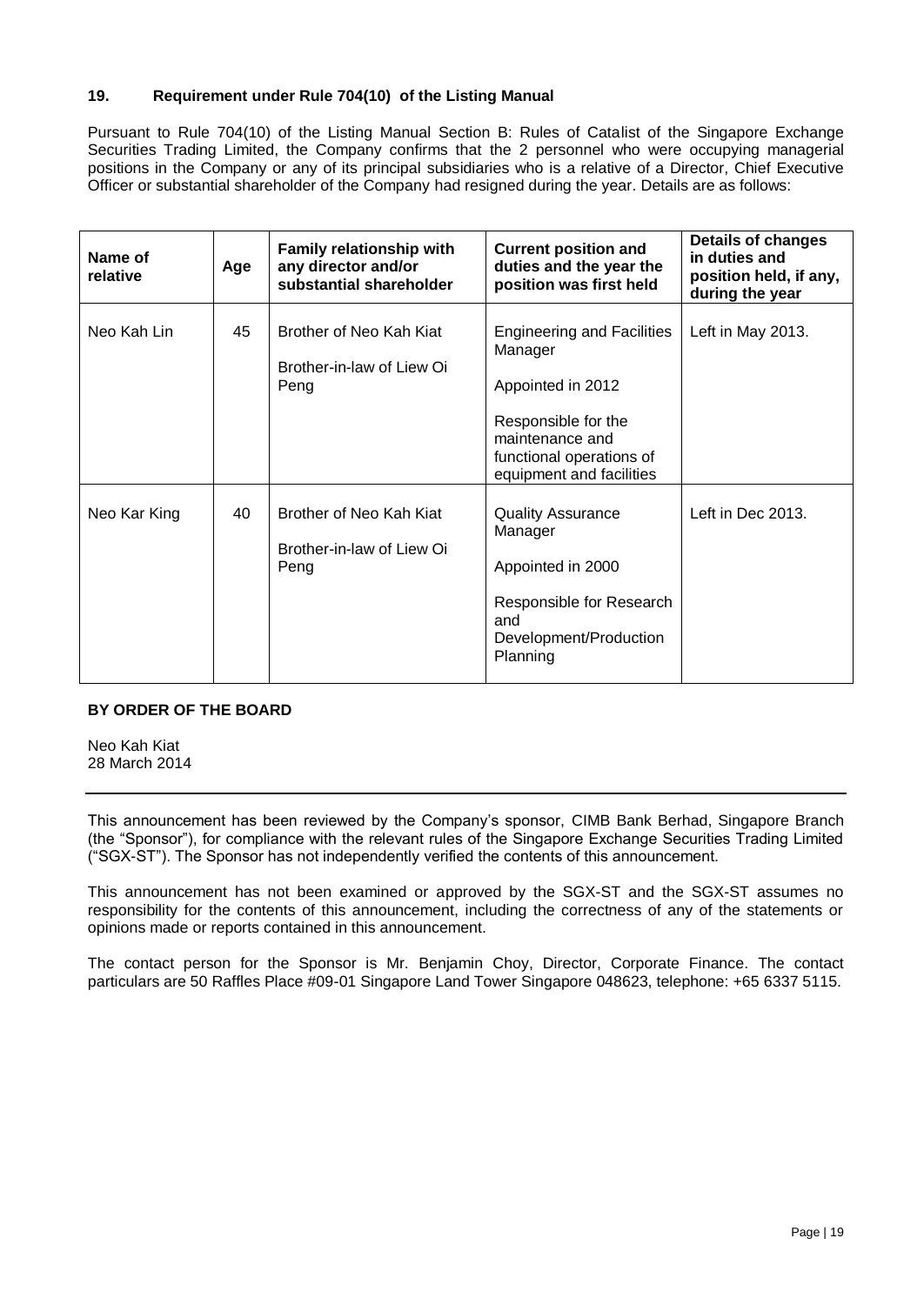## 19. Requirement under Rule 704(10) of the Listing Manual

Pursuant to Rule 704(10) of the Listing Manual Section B: Rules of Catalist of the Singapore Exchange Securities Trading Limited, the Company confirms that the 2 personnel who were occupying managerial positions in the Company or any of its principal subsidiaries who is a relative of a Director, Chief Executive Officer or substantial shareholder of the Company had resigned during the year. Details are as follows:

| Name of relative | Age | Family relationship with any director and/or substantial shareholder | Current position and duties and the year the position was first held | Details of changes in duties and position held, if any, during the year |
|---|---|---|---|---|
| Neo Kah Lin | 45 | Brother of Neo Kah Kiat<br><br>Brother-in-law of Liew Oi Peng | Engineering and Facilities Manager<br><br>Appointed in 2012<br><br>Responsible for the maintenance and functional operations of equipment and facilities | Left in May 2013. |
| Neo Kar King | 40 | Brother of Neo Kah Kiat<br><br>Brother-in-law of Liew Oi Peng | Quality Assurance Manager<br><br>Appointed in 2000<br><br>Responsible for Research and Development/Production Planning | Left in Dec 2013. |

**BY ORDER OF THE BOARD**

Neo Kah Kiat
28 March 2014

---

This announcement has been reviewed by the Company's sponsor, CIMB Bank Berhad, Singapore Branch (the "Sponsor"), for compliance with the relevant rules of the Singapore Exchange Securities Trading Limited ("SGX-ST"). The Sponsor has not independently verified the contents of this announcement.

This announcement has not been examined or approved by the SGX-ST and the SGX-ST assumes no responsibility for the contents of this announcement, including the correctness of any of the statements or opinions made or reports contained in this announcement.

The contact person for the Sponsor is Mr. Benjamin Choy, Director, Corporate Finance. The contact particulars are 50 Raffles Place #09-01 Singapore Land Tower Singapore 048623, telephone: +65 6337 5115.